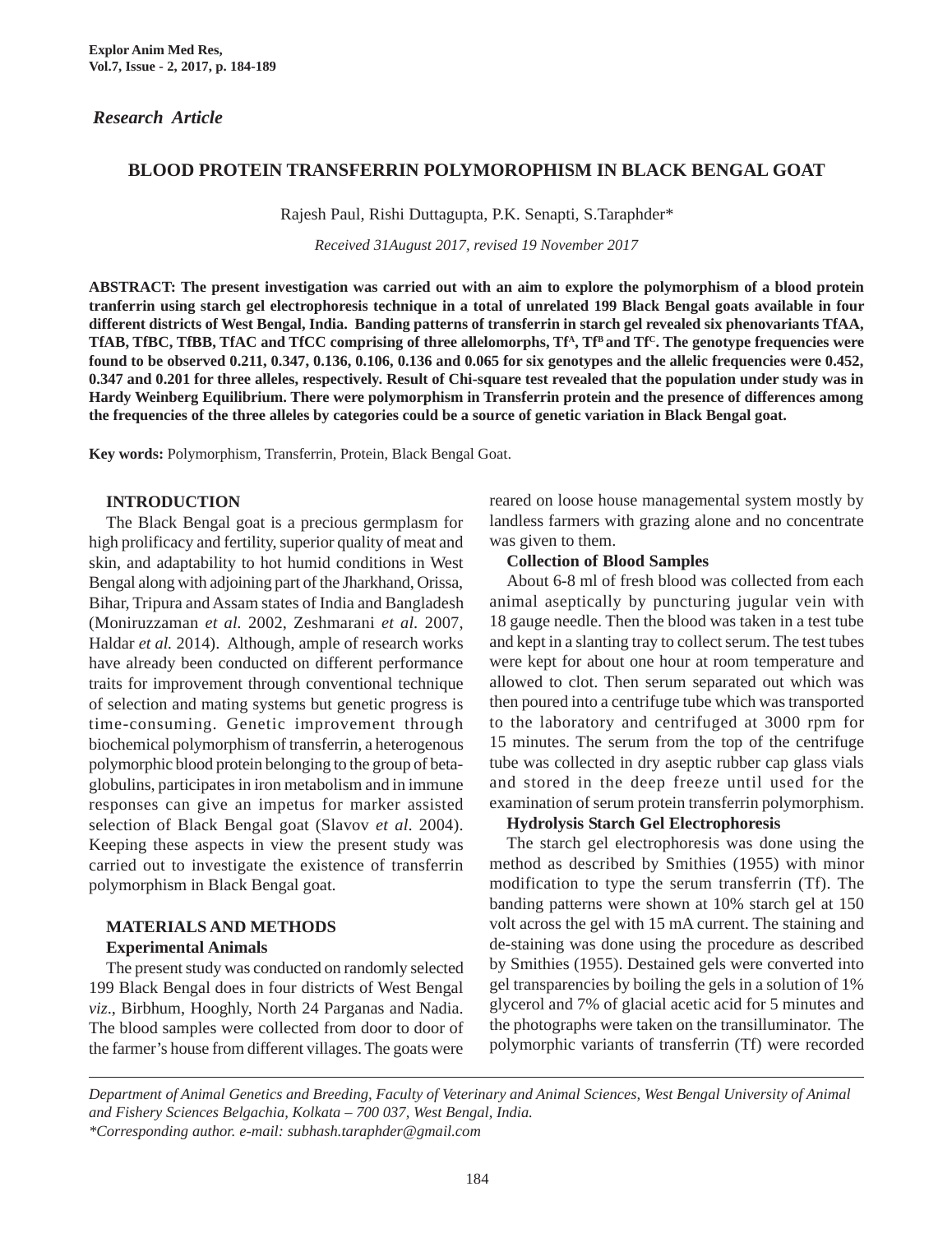*Research Article*

# BLOOD PROTEIN TRANSFERRIN POLYMOROPHISM IN BLACK BENGAL GOAT

Rajesh Paul, Rishi Duttagupta, P.K. Senapti, S.Taraphder*

*Received 31August 2017, revised 19 November 2017*

**ABSTRACT: The present investigation was carried out with an aim to explore the polymorphism of a blood protein tranferrin using starch gel electrophoresis technique in a total of unrelated 199 Black Bengal goats available in four different districts of West Bengal, India. Banding patterns of transferrin in starch gel revealed six phenovariants TfAA, TfAB, TfBC, TfBB, TfAC and TfCC comprising of three allelomorphs, $Tf^A$, $Tf^B$ and $Tf^C$. The genotype frequencies were found to be observed 0.211, 0.347, 0.136, 0.106, 0.136 and 0.065 for six genotypes and the allelic frequencies were 0.452, 0.347 and 0.201 for three alleles, respectively. Result of Chi-square test revealed that the population under study was in Hardy Weinberg Equilibrium. There were polymorphism in Transferrin protein and the presence of differences among the frequencies of the three alleles by categories could be a source of genetic variation in Black Bengal goat.**

**Key words:** Polymorphism, Transferrin, Protein, Black Bengal Goat.

## INTRODUCTION

The Black Bengal goat is a precious germplasm for high prolificacy and fertility, superior quality of meat and skin, and adaptability to hot humid conditions in West Bengal along with adjoining part of the Jharkhand, Orissa, Bihar, Tripura and Assam states of India and Bangladesh (Moniruzzaman *et al.* 2002, Zeshmarani *et al*. 2007, Haldar *et al.* 2014). Although, ample of research works have already been conducted on different performance traits for improvement through conventional technique of selection and mating systems but genetic progress is time-consuming. Genetic improvement through biochemical polymorphism of transferrin, a heterogenous polymorphic blood protein belonging to the group of beta-globulins, participates in iron metabolism and in immune responses can give an impetus for marker assisted selection of Black Bengal goat (Slavov *et al*. 2004). Keeping these aspects in view the present study was carried out to investigate the existence of transferrin polymorphism in Black Bengal goat.

## MATERIALS AND METHODS

### Experimental Animals

The present study was conducted on randomly selected 199 Black Bengal does in four districts of West Bengal *viz*., Birbhum, Hooghly, North 24 Parganas and Nadia. The blood samples were collected from door to door of the farmer's house from different villages. The goats were reared on loose house managemental system mostly by landless farmers with grazing alone and no concentrate was given to them.

### Collection of Blood Samples

About 6-8 ml of fresh blood was collected from each animal aseptically by puncturing jugular vein with 18 gauge needle. Then the blood was taken in a test tube and kept in a slanting tray to collect serum. The test tubes were kept for about one hour at room temperature and allowed to clot. Then serum separated out which was then poured into a centrifuge tube which was transported to the laboratory and centrifuged at 3000 rpm for 15 minutes. The serum from the top of the centrifuge tube was collected in dry aseptic rubber cap glass vials and stored in the deep freeze until used for the examination of serum protein transferrin polymorphism.

### Hydrolysis Starch Gel Electrophoresis

The starch gel electrophoresis was done using the method as described by Smithies (1955) with minor modification to type the serum transferrin (Tf). The banding patterns were shown at 10% starch gel at 150 volt across the gel with 15 mA current. The staining and de-staining was done using the procedure as described by Smithies (1955). Destained gels were converted into gel transparencies by boiling the gels in a solution of 1% glycerol and 7% of glacial acetic acid for 5 minutes and the photographs were taken on the transilluminator. The polymorphic variants of transferrin (Tf) were recorded

---

*Department of Animal Genetics and Breeding, Faculty of Veterinary and Animal Sciences, West Bengal University of Animal and Fishery Sciences Belgachia, Kolkata – 700 037, West Bengal, India.*
*\*Corresponding author. e-mail: subhash.taraphder@gmail.com*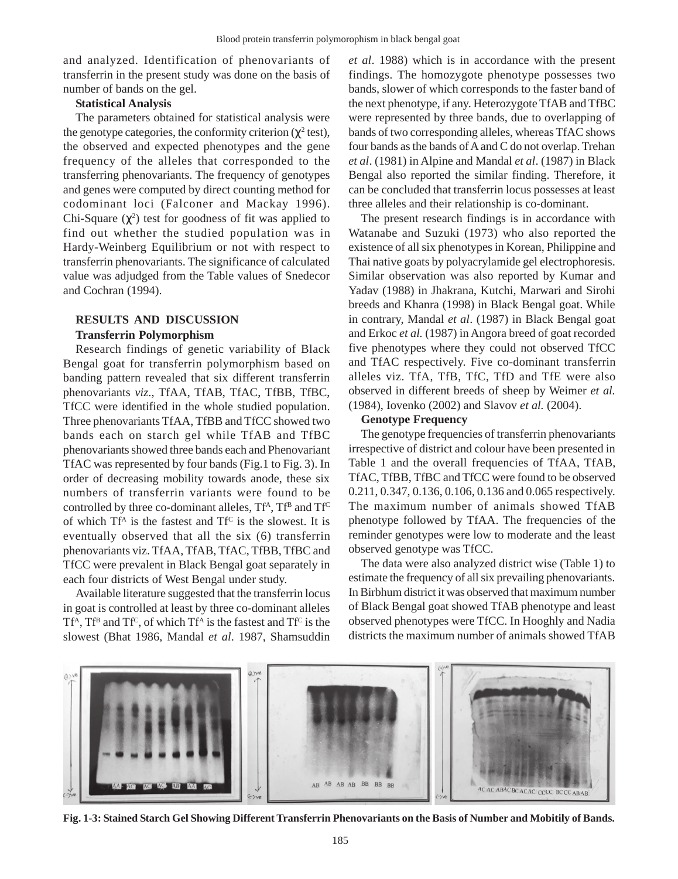and analyzed. Identification of phenovariants of transferrin in the present study was done on the basis of number of bands on the gel.

**Statistical Analysis**

The parameters obtained for statistical analysis were the genotype categories, the conformity criterion ($\chi^2$ test), the observed and expected phenotypes and the gene frequency of the alleles that corresponded to the transferring phenovariants. The frequency of genotypes and genes were computed by direct counting method for codominant loci (Falconer and Mackay 1996). Chi-Square ($\chi^2$) test for goodness of fit was applied to find out whether the studied population was in Hardy-Weinberg Equilibrium or not with respect to transferrin phenovariants. The significance of calculated value was adjudged from the Table values of Snedecor and Cochran (1994).

## RESULTS AND DISCUSSION

**Transferrin Polymorphism**

Research findings of genetic variability of Black Bengal goat for transferrin polymorphism based on banding pattern revealed that six different transferrin phenovariants *viz*., TfAA, TfAB, TfAC, TfBB, TfBC, TfCC were identified in the whole studied population. Three phenovariants TfAA, TfBB and TfCC showed two bands each on starch gel while TfAB and TfBC phenovariants showed three bands each and Phenovariant TfAC was represented by four bands (Fig.1 to Fig. 3). In order of decreasing mobility towards anode, these six numbers of transferrin variants were found to be controlled by three co-dominant alleles, $Tf^A$, $Tf^B$ and $Tf^C$ of which $Tf^A$ is the fastest and $Tf^C$ is the slowest. It is eventually observed that all the six (6) transferrin phenovariants viz. TfAA, TfAB, TfAC, TfBB, TfBC and TfCC were prevalent in Black Bengal goat separately in each four districts of West Bengal under study.

Available literature suggested that the transferrin locus in goat is controlled at least by three co-dominant alleles $Tf^A$, $Tf^B$ and $Tf^C$, of which $Tf^A$ is the fastest and $Tf^C$ is the slowest (Bhat 1986, Mandal *et al*. 1987, Shamsuddin *et al*. 1988) which is in accordance with the present findings. The homozygote phenotype possesses two bands, slower of which corresponds to the faster band of the next phenotype, if any. Heterozygote TfAB and TfBC were represented by three bands, due to overlapping of bands of two corresponding alleles, whereas TfAC shows four bands as the bands of A and C do not overlap. Trehan *et al*. (1981) in Alpine and Mandal *et al*. (1987) in Black Bengal also reported the similar finding. Therefore, it can be concluded that transferrin locus possesses at least three alleles and their relationship is co-dominant.

The present research findings is in accordance with Watanabe and Suzuki (1973) who also reported the existence of all six phenotypes in Korean, Philippine and Thai native goats by polyacrylamide gel electrophoresis. Similar observation was also reported by Kumar and Yadav (1988) in Jhakrana, Kutchi, Marwari and Sirohi breeds and Khanra (1998) in Black Bengal goat. While in contrary, Mandal *et al*. (1987) in Black Bengal goat and Erkoc *et al.* (1987) in Angora breed of goat recorded five phenotypes where they could not observed TfCC and TfAC respectively. Five co-dominant transferrin alleles viz. TfA, TfB, TfC, TfD and TfE were also observed in different breeds of sheep by Weimer *et al.* (1984), Iovenko (2002) and Slavov *et al.* (2004).

**Genotype Frequency**

The genotype frequencies of transferrin phenovariants irrespective of district and colour have been presented in Table 1 and the overall frequencies of TfAA, TfAB, TfAC, TfBB, TfBC and TfCC were found to be observed 0.211, 0.347, 0.136, 0.106, 0.136 and 0.065 respectively. The maximum number of animals showed TfAB phenotype followed by TfAA. The frequencies of the reminder genotypes were low to moderate and the least observed genotype was TfCC.

The data were also analyzed district wise (Table 1) to estimate the frequency of all six prevailing phenovariants. In Birbhum district it was observed that maximum number of Black Bengal goat showed TfAB phenotype and least observed phenotypes were TfCC. In Hooghly and Nadia districts the maximum number of animals showed TfAB

**Fig. 1-3: Stained Starch Gel Showing Different Transferrin Phenovariants on the Basis of Number and Mobitily of Bands.**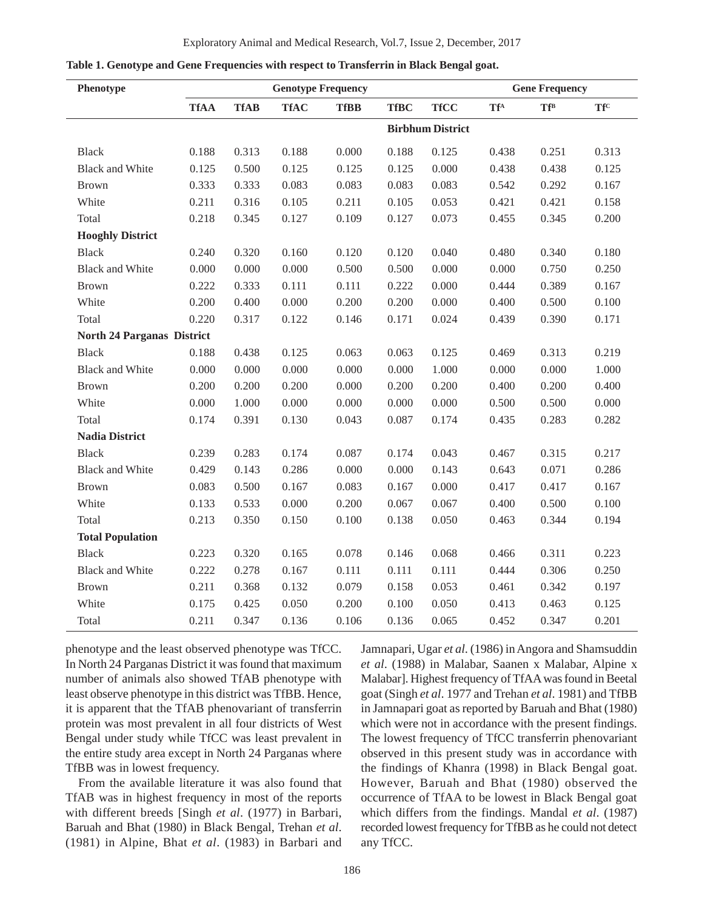**Table 1. Genotype and Gene Frequencies with respect to Transferrin in Black Bengal goat.**

| Phenotype | Genotype Frequency | | | | | | Gene Frequency | | |
|---|---|---|---|---|---|---|---|---|---|
| | TfAA | TfAB | TfAC | TfBB | TfBC | TfCC | $Tf^A$ | $Tf^B$ | $Tf^C$ |
| **Birbhum District** | | | | | | | | | |
| Black | 0.188 | 0.313 | 0.188 | 0.000 | 0.188 | 0.125 | 0.438 | 0.251 | 0.313 |
| Black and White | 0.125 | 0.500 | 0.125 | 0.125 | 0.125 | 0.000 | 0.438 | 0.438 | 0.125 |
| Brown | 0.333 | 0.333 | 0.083 | 0.083 | 0.083 | 0.083 | 0.542 | 0.292 | 0.167 |
| White | 0.211 | 0.316 | 0.105 | 0.211 | 0.105 | 0.053 | 0.421 | 0.421 | 0.158 |
| Total | 0.218 | 0.345 | 0.127 | 0.109 | 0.127 | 0.073 | 0.455 | 0.345 | 0.200 |
| **Hooghly District** | | | | | | | | | |
| Black | 0.240 | 0.320 | 0.160 | 0.120 | 0.120 | 0.040 | 0.480 | 0.340 | 0.180 |
| Black and White | 0.000 | 0.000 | 0.000 | 0.500 | 0.500 | 0.000 | 0.000 | 0.750 | 0.250 |
| Brown | 0.222 | 0.333 | 0.111 | 0.111 | 0.222 | 0.000 | 0.444 | 0.389 | 0.167 |
| White | 0.200 | 0.400 | 0.000 | 0.200 | 0.200 | 0.000 | 0.400 | 0.500 | 0.100 |
| Total | 0.220 | 0.317 | 0.122 | 0.146 | 0.171 | 0.024 | 0.439 | 0.390 | 0.171 |
| **North 24 Parganas District** | | | | | | | | | |
| Black | 0.188 | 0.438 | 0.125 | 0.063 | 0.063 | 0.125 | 0.469 | 0.313 | 0.219 |
| Black and White | 0.000 | 0.000 | 0.000 | 0.000 | 0.000 | 1.000 | 0.000 | 0.000 | 1.000 |
| Brown | 0.200 | 0.200 | 0.200 | 0.000 | 0.200 | 0.200 | 0.400 | 0.200 | 0.400 |
| White | 0.000 | 1.000 | 0.000 | 0.000 | 0.000 | 0.000 | 0.500 | 0.500 | 0.000 |
| Total | 0.174 | 0.391 | 0.130 | 0.043 | 0.087 | 0.174 | 0.435 | 0.283 | 0.282 |
| **Nadia District** | | | | | | | | | |
| Black | 0.239 | 0.283 | 0.174 | 0.087 | 0.174 | 0.043 | 0.467 | 0.315 | 0.217 |
| Black and White | 0.429 | 0.143 | 0.286 | 0.000 | 0.000 | 0.143 | 0.643 | 0.071 | 0.286 |
| Brown | 0.083 | 0.500 | 0.167 | 0.083 | 0.167 | 0.000 | 0.417 | 0.417 | 0.167 |
| White | 0.133 | 0.533 | 0.000 | 0.200 | 0.067 | 0.067 | 0.400 | 0.500 | 0.100 |
| Total | 0.213 | 0.350 | 0.150 | 0.100 | 0.138 | 0.050 | 0.463 | 0.344 | 0.194 |
| **Total Population** | | | | | | | | | |
| Black | 0.223 | 0.320 | 0.165 | 0.078 | 0.146 | 0.068 | 0.466 | 0.311 | 0.223 |
| Black and White | 0.222 | 0.278 | 0.167 | 0.111 | 0.111 | 0.111 | 0.444 | 0.306 | 0.250 |
| Brown | 0.211 | 0.368 | 0.132 | 0.079 | 0.158 | 0.053 | 0.461 | 0.342 | 0.197 |
| White | 0.175 | 0.425 | 0.050 | 0.200 | 0.100 | 0.050 | 0.413 | 0.463 | 0.125 |
| Total | 0.211 | 0.347 | 0.136 | 0.106 | 0.136 | 0.065 | 0.452 | 0.347 | 0.201 |

phenotype and the least observed phenotype was TfCC. In North 24 Parganas District it was found that maximum number of animals also showed TfAB phenotype with least observe phenotype in this district was TfBB. Hence, it is apparent that the TfAB phenovariant of transferrin protein was most prevalent in all four districts of West Bengal under study while TfCC was least prevalent in the entire study area except in North 24 Parganas where TfBB was in lowest frequency.

From the available literature it was also found that TfAB was in highest frequency in most of the reports with different breeds [Singh *et al*. (1977) in Barbari, Baruah and Bhat (1980) in Black Bengal, Trehan *et al*. (1981) in Alpine, Bhat *et al*. (1983) in Barbari and Jamnapari, Ugar *et al*. (1986) in Angora and Shamsuddin *et al*. (1988) in Malabar, Saanen x Malabar, Alpine x Malabar]. Highest frequency of TfAA was found in Beetal goat (Singh *et al*. 1977 and Trehan *et al*. 1981) and TfBB in Jamnapari goat as reported by Baruah and Bhat (1980) which were not in accordance with the present findings. The lowest frequency of TfCC transferrin phenovariant observed in this present study was in accordance with the findings of Khanra (1998) in Black Bengal goat. However, Baruah and Bhat (1980) observed the occurrence of TfAA to be lowest in Black Bengal goat which differs from the findings. Mandal *et al*. (1987) recorded lowest frequency for TfBB as he could not detect any TfCC.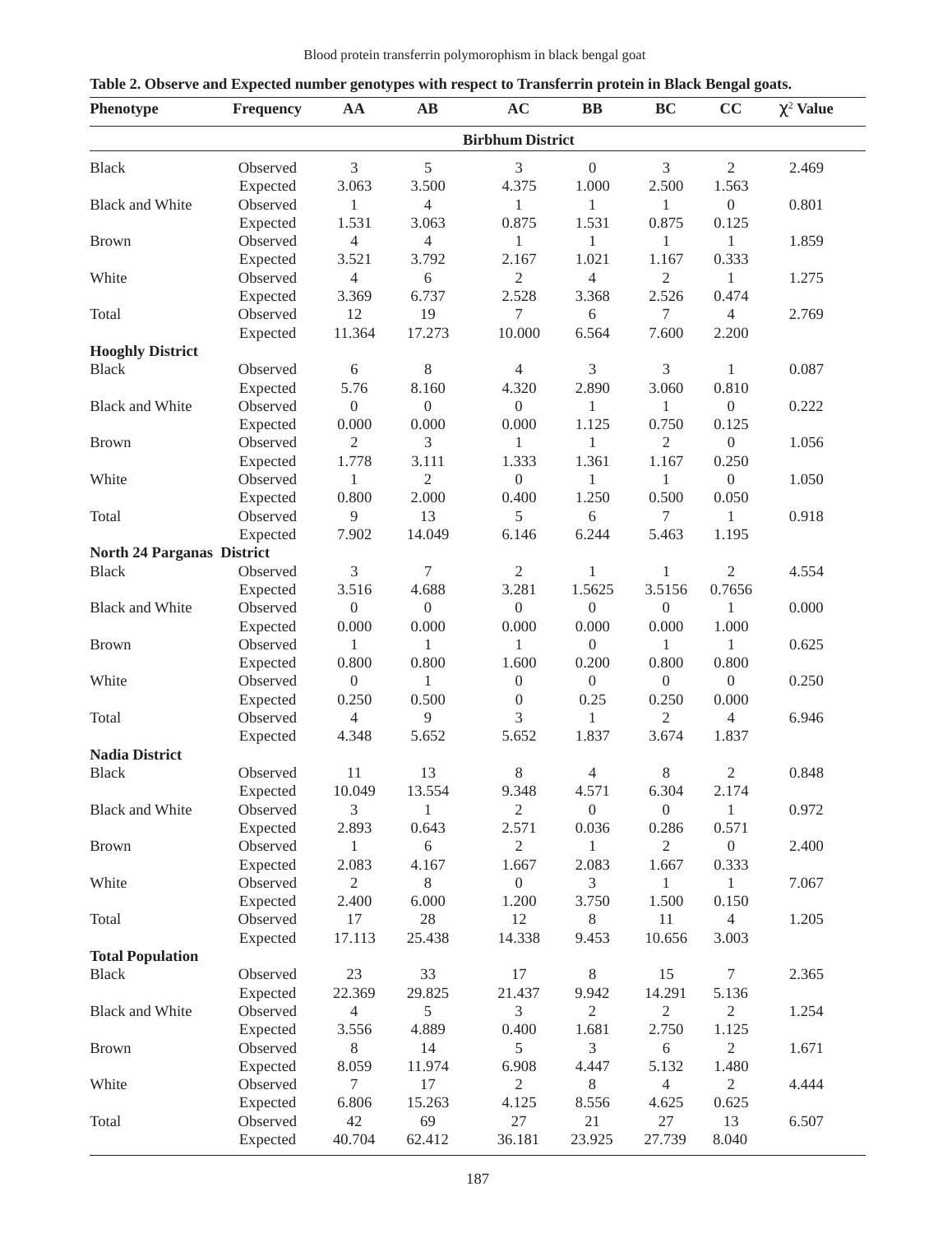**Table 2. Observe and Expected number genotypes with respect to Transferrin protein in Black Bengal goats.**

| Phenotype | Frequency | AA | AB | AC | BB | BC | CC | $\chi^2$ Value |
|---|---|---|---|---|---|---|---|---|
| **Birbhum District** | | | | | | | | |
| Black | Observed | 3 | 5 | 3 | 0 | 3 | 2 | 2.469 |
| | Expected | 3.063 | 3.500 | 4.375 | 1.000 | 2.500 | 1.563 | |
| Black and White | Observed | 1 | 4 | 1 | 1 | 1 | 0 | 0.801 |
| | Expected | 1.531 | 3.063 | 0.875 | 1.531 | 0.875 | 0.125 | |
| Brown | Observed | 4 | 4 | 1 | 1 | 1 | 1 | 1.859 |
| | Expected | 3.521 | 3.792 | 2.167 | 1.021 | 1.167 | 0.333 | |
| White | Observed | 4 | 6 | 2 | 4 | 2 | 1 | 1.275 |
| | Expected | 3.369 | 6.737 | 2.528 | 3.368 | 2.526 | 0.474 | |
| Total | Observed | 12 | 19 | 7 | 6 | 7 | 4 | 2.769 |
| | Expected | 11.364 | 17.273 | 10.000 | 6.564 | 7.600 | 2.200 | |
| **Hooghly District** | | | | | | | | |
| Black | Observed | 6 | 8 | 4 | 3 | 3 | 1 | 0.087 |
| | Expected | 5.76 | 8.160 | 4.320 | 2.890 | 3.060 | 0.810 | |
| Black and White | Observed | 0 | 0 | 0 | 1 | 1 | 0 | 0.222 |
| | Expected | 0.000 | 0.000 | 0.000 | 1.125 | 0.750 | 0.125 | |
| Brown | Observed | 2 | 3 | 1 | 1 | 2 | 0 | 1.056 |
| | Expected | 1.778 | 3.111 | 1.333 | 1.361 | 1.167 | 0.250 | |
| White | Observed | 1 | 2 | 0 | 1 | 1 | 0 | 1.050 |
| | Expected | 0.800 | 2.000 | 0.400 | 1.250 | 0.500 | 0.050 | |
| Total | Observed | 9 | 13 | 5 | 6 | 7 | 1 | 0.918 |
| | Expected | 7.902 | 14.049 | 6.146 | 6.244 | 5.463 | 1.195 | |
| **North 24 Parganas District** | | | | | | | | |
| Black | Observed | 3 | 7 | 2 | 1 | 1 | 2 | 4.554 |
| | Expected | 3.516 | 4.688 | 3.281 | 1.5625 | 3.5156 | 0.7656 | |
| Black and White | Observed | 0 | 0 | 0 | 0 | 0 | 1 | 0.000 |
| | Expected | 0.000 | 0.000 | 0.000 | 0.000 | 0.000 | 1.000 | |
| Brown | Observed | 1 | 1 | 1 | 0 | 1 | 1 | 0.625 |
| | Expected | 0.800 | 0.800 | 1.600 | 0.200 | 0.800 | 0.800 | |
| White | Observed | 0 | 1 | 0 | 0 | 0 | 0 | 0.250 |
| | Expected | 0.250 | 0.500 | 0 | 0.25 | 0.250 | 0.000 | |
| Total | Observed | 4 | 9 | 3 | 1 | 2 | 4 | 6.946 |
| | Expected | 4.348 | 5.652 | 5.652 | 1.837 | 3.674 | 1.837 | |
| **Nadia District** | | | | | | | | |
| Black | Observed | 11 | 13 | 8 | 4 | 8 | 2 | 0.848 |
| | Expected | 10.049 | 13.554 | 9.348 | 4.571 | 6.304 | 2.174 | |
| Black and White | Observed | 3 | 1 | 2 | 0 | 0 | 1 | 0.972 |
| | Expected | 2.893 | 0.643 | 2.571 | 0.036 | 0.286 | 0.571 | |
| Brown | Observed | 1 | 6 | 2 | 1 | 2 | 0 | 2.400 |
| | Expected | 2.083 | 4.167 | 1.667 | 2.083 | 1.667 | 0.333 | |
| White | Observed | 2 | 8 | 0 | 3 | 1 | 1 | 7.067 |
| | Expected | 2.400 | 6.000 | 1.200 | 3.750 | 1.500 | 0.150 | |
| Total | Observed | 17 | 28 | 12 | 8 | 11 | 4 | 1.205 |
| | Expected | 17.113 | 25.438 | 14.338 | 9.453 | 10.656 | 3.003 | |
| **Total Population** | | | | | | | | |
| Black | Observed | 23 | 33 | 17 | 8 | 15 | 7 | 2.365 |
| | Expected | 22.369 | 29.825 | 21.437 | 9.942 | 14.291 | 5.136 | |
| Black and White | Observed | 4 | 5 | 3 | 2 | 2 | 2 | 1.254 |
| | Expected | 3.556 | 4.889 | 0.400 | 1.681 | 2.750 | 1.125 | |
| Brown | Observed | 8 | 14 | 5 | 3 | 6 | 2 | 1.671 |
| | Expected | 8.059 | 11.974 | 6.908 | 4.447 | 5.132 | 1.480 | |
| White | Observed | 7 | 17 | 2 | 8 | 4 | 2 | 4.444 |
| | Expected | 6.806 | 15.263 | 4.125 | 8.556 | 4.625 | 0.625 | |
| Total | Observed | 42 | 69 | 27 | 21 | 27 | 13 | 6.507 |
| | Expected | 40.704 | 62.412 | 36.181 | 23.925 | 27.739 | 8.040 | |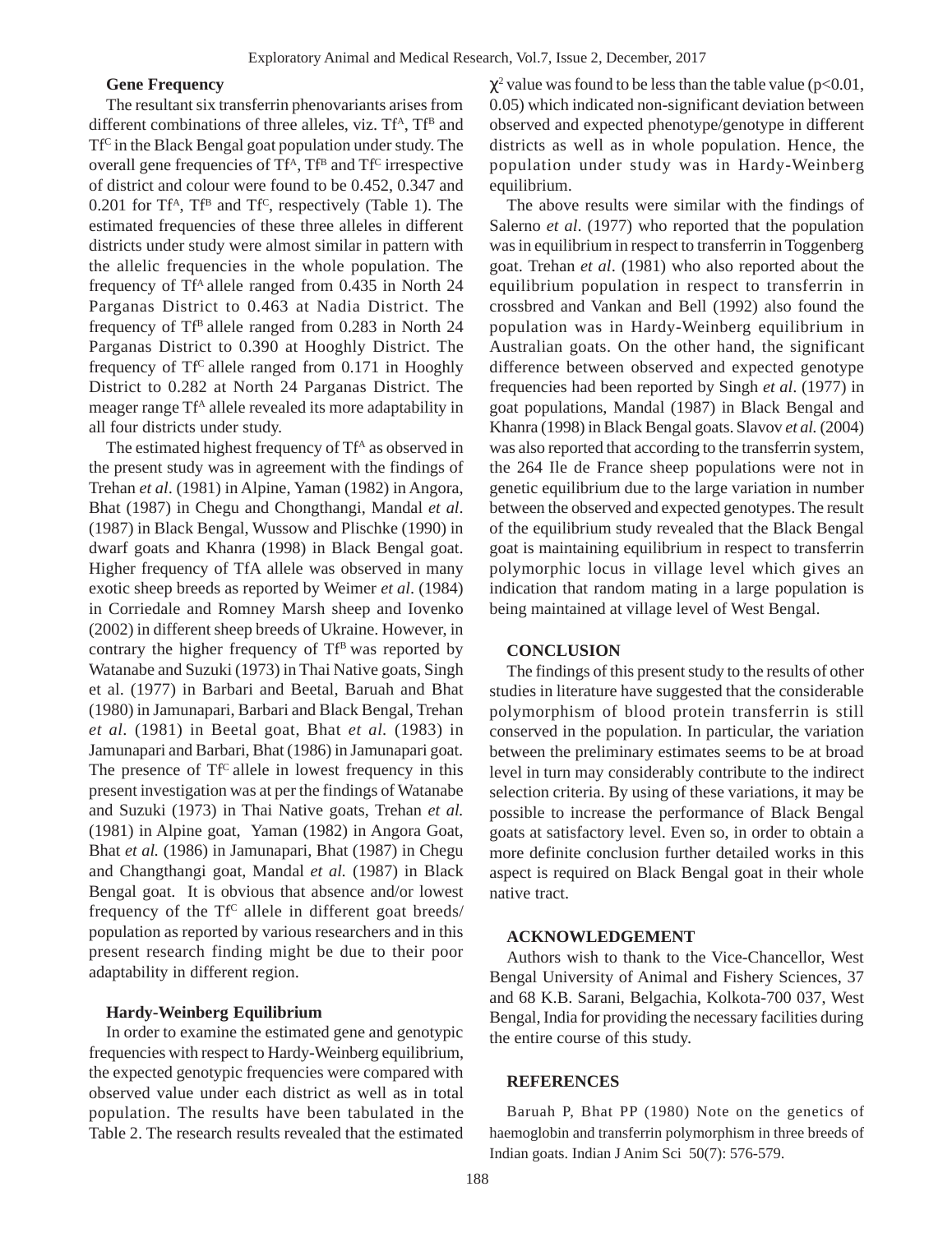### Gene Frequency

The resultant six transferrin phenovariants arises from different combinations of three alleles, viz. $Tf^A$, $Tf^B$ and $Tf^C$ in the Black Bengal goat population under study. The overall gene frequencies of $Tf^A$, $Tf^B$ and $Tf^C$ irrespective of district and colour were found to be 0.452, 0.347 and 0.201 for $Tf^A$, $Tf^B$ and $Tf^C$, respectively (Table 1). The estimated frequencies of these three alleles in different districts under study were almost similar in pattern with the allelic frequencies in the whole population. The frequency of $Tf^A$ allele ranged from 0.435 in North 24 Parganas District to 0.463 at Nadia District. The frequency of $Tf^B$ allele ranged from 0.283 in North 24 Parganas District to 0.390 at Hooghly District. The frequency of $Tf^C$ allele ranged from 0.171 in Hooghly District to 0.282 at North 24 Parganas District. The meager range $Tf^A$ allele revealed its more adaptability in all four districts under study.

The estimated highest frequency of $Tf^A$ as observed in the present study was in agreement with the findings of Trehan *et al*. (1981) in Alpine, Yaman (1982) in Angora, Bhat (1987) in Chegu and Chongthangi, Mandal *et al*. (1987) in Black Bengal, Wussow and Plischke (1990) in dwarf goats and Khanra (1998) in Black Bengal goat. Higher frequency of TfA allele was observed in many exotic sheep breeds as reported by Weimer *et al*. (1984) in Corriedale and Romney Marsh sheep and Iovenko (2002) in different sheep breeds of Ukraine. However, in contrary the higher frequency of $Tf^B$ was reported by Watanabe and Suzuki (1973) in Thai Native goats, Singh et al. (1977) in Barbari and Beetal, Baruah and Bhat (1980) in Jamunapari, Barbari and Black Bengal, Trehan *et al*. (1981) in Beetal goat, Bhat *et al*. (1983) in Jamunapari and Barbari, Bhat (1986) in Jamunapari goat. The presence of $Tf^C$ allele in lowest frequency in this present investigation was at per the findings of Watanabe and Suzuki (1973) in Thai Native goats, Trehan *et al.* (1981) in Alpine goat, Yaman (1982) in Angora Goat, Bhat *et al.* (1986) in Jamunapari, Bhat (1987) in Chegu and Changthangi goat, Mandal *et al.* (1987) in Black Bengal goat. It is obvious that absence and/or lowest frequency of the $Tf^C$ allele in different goat breeds/ population as reported by various researchers and in this present research finding might be due to their poor adaptability in different region.

### Hardy-Weinberg Equilibrium

In order to examine the estimated gene and genotypic frequencies with respect to Hardy-Weinberg equilibrium, the expected genotypic frequencies were compared with observed value under each district as well as in total population. The results have been tabulated in the Table 2. The research results revealed that the estimated $\chi^2$ value was found to be less than the table value ($p<0.01$, 0.05) which indicated non-significant deviation between observed and expected phenotype/genotype in different districts as well as in whole population. Hence, the population under study was in Hardy-Weinberg equilibrium.

The above results were similar with the findings of Salerno *et al*. (1977) who reported that the population was in equilibrium in respect to transferrin in Toggenberg goat. Trehan *et al*. (1981) who also reported about the equilibrium population in respect to transferrin in crossbred and Vankan and Bell (1992) also found the population was in Hardy-Weinberg equilibrium in Australian goats. On the other hand, the significant difference between observed and expected genotype frequencies had been reported by Singh *et al*. (1977) in goat populations, Mandal (1987) in Black Bengal and Khanra (1998) in Black Bengal goats. Slavov *et al.* (2004) was also reported that according to the transferrin system, the 264 Ile de France sheep populations were not in genetic equilibrium due to the large variation in number between the observed and expected genotypes. The result of the equilibrium study revealed that the Black Bengal goat is maintaining equilibrium in respect to transferrin polymorphic locus in village level which gives an indication that random mating in a large population is being maintained at village level of West Bengal.

## CONCLUSION

The findings of this present study to the results of other studies in literature have suggested that the considerable polymorphism of blood protein transferrin is still conserved in the population. In particular, the variation between the preliminary estimates seems to be at broad level in turn may considerably contribute to the indirect selection criteria. By using of these variations, it may be possible to increase the performance of Black Bengal goats at satisfactory level. Even so, in order to obtain a more definite conclusion further detailed works in this aspect is required on Black Bengal goat in their whole native tract.

## ACKNOWLEDGEMENT

Authors wish to thank to the Vice-Chancellor, West Bengal University of Animal and Fishery Sciences, 37 and 68 K.B. Sarani, Belgachia, Kolkota-700 037, West Bengal, India for providing the necessary facilities during the entire course of this study.

## REFERENCES

Baruah P, Bhat PP (1980) Note on the genetics of haemoglobin and transferrin polymorphism in three breeds of Indian goats. Indian J Anim Sci 50(7): 576-579.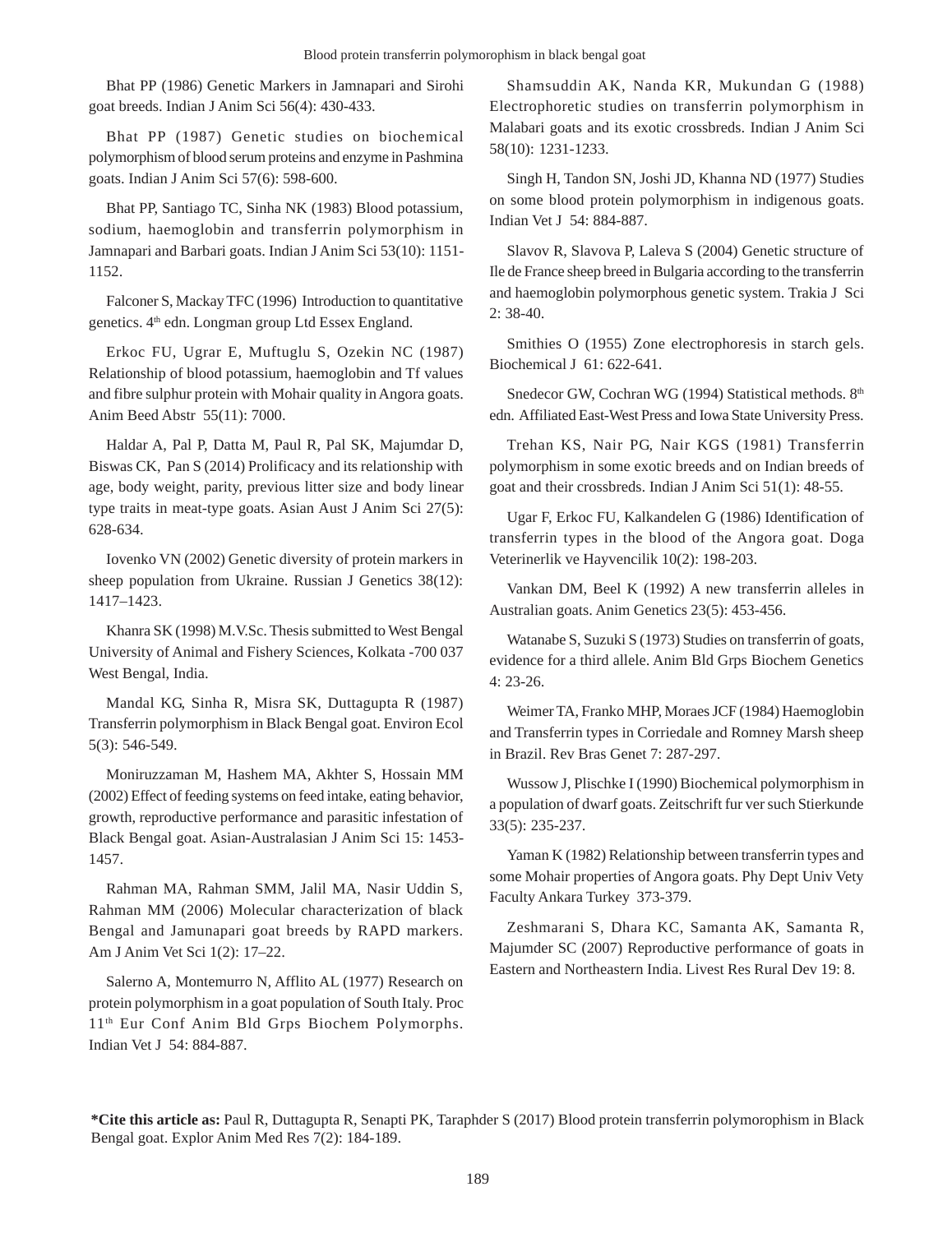Bhat PP (1986) Genetic Markers in Jamnapari and Sirohi goat breeds. Indian J Anim Sci 56(4): 430-433.

Bhat PP (1987) Genetic studies on biochemical polymorphism of blood serum proteins and enzyme in Pashmina goats. Indian J Anim Sci 57(6): 598-600.

Bhat PP, Santiago TC, Sinha NK (1983) Blood potassium, sodium, haemoglobin and transferrin polymorphism in Jamnapari and Barbari goats. Indian J Anim Sci 53(10): 1151-1152.

Falconer S, Mackay TFC (1996) Introduction to quantitative genetics. 4th edn. Longman group Ltd Essex England.

Erkoc FU, Ugrar E, Muftuglu S, Ozekin NC (1987) Relationship of blood potassium, haemoglobin and Tf values and fibre sulphur protein with Mohair quality in Angora goats. Anim Beed Abstr 55(11): 7000.

Haldar A, Pal P, Datta M, Paul R, Pal SK, Majumdar D, Biswas CK, Pan S (2014) Prolificacy and its relationship with age, body weight, parity, previous litter size and body linear type traits in meat-type goats. Asian Aust J Anim Sci 27(5): 628-634.

Iovenko VN (2002) Genetic diversity of protein markers in sheep population from Ukraine. Russian J Genetics 38(12): 1417–1423.

Khanra SK (1998) M.V.Sc. Thesis submitted to West Bengal University of Animal and Fishery Sciences, Kolkata -700 037 West Bengal, India.

Mandal KG, Sinha R, Misra SK, Duttagupta R (1987) Transferrin polymorphism in Black Bengal goat. Environ Ecol 5(3): 546-549.

Moniruzzaman M, Hashem MA, Akhter S, Hossain MM (2002) Effect of feeding systems on feed intake, eating behavior, growth, reproductive performance and parasitic infestation of Black Bengal goat. Asian-Australasian J Anim Sci 15: 1453-1457.

Rahman MA, Rahman SMM, Jalil MA, Nasir Uddin S, Rahman MM (2006) Molecular characterization of black Bengal and Jamunapari goat breeds by RAPD markers. Am J Anim Vet Sci 1(2): 17–22.

Salerno A, Montemurro N, Afflito AL (1977) Research on protein polymorphism in a goat population of South Italy. Proc 11th Eur Conf Anim Bld Grps Biochem Polymorphs. Indian Vet J 54: 884-887.

Shamsuddin AK, Nanda KR, Mukundan G (1988) Electrophoretic studies on transferrin polymorphism in Malabari goats and its exotic crossbreds. Indian J Anim Sci 58(10): 1231-1233.

Singh H, Tandon SN, Joshi JD, Khanna ND (1977) Studies on some blood protein polymorphism in indigenous goats. Indian Vet J 54: 884-887.

Slavov R, Slavova P, Laleva S (2004) Genetic structure of Ile de France sheep breed in Bulgaria according to the transferrin and haemoglobin polymorphous genetic system. Trakia J Sci 2: 38-40.

Smithies O (1955) Zone electrophoresis in starch gels. Biochemical J 61: 622-641.

Snedecor GW, Cochran WG (1994) Statistical methods. 8th edn. Affiliated East-West Press and Iowa State University Press.

Trehan KS, Nair PG, Nair KGS (1981) Transferrin polymorphism in some exotic breeds and on Indian breeds of goat and their crossbreds. Indian J Anim Sci 51(1): 48-55.

Ugar F, Erkoc FU, Kalkandelen G (1986) Identification of transferrin types in the blood of the Angora goat. Doga Veterinerlik ve Hayvencilik 10(2): 198-203.

Vankan DM, Beel K (1992) A new transferrin alleles in Australian goats. Anim Genetics 23(5): 453-456.

Watanabe S, Suzuki S (1973) Studies on transferrin of goats, evidence for a third allele. Anim Bld Grps Biochem Genetics 4: 23-26.

Weimer TA, Franko MHP, Moraes JCF (1984) Haemoglobin and Transferrin types in Corriedale and Romney Marsh sheep in Brazil. Rev Bras Genet 7: 287-297.

Wussow J, Plischke I (1990) Biochemical polymorphism in a population of dwarf goats. Zeitschrift fur ver such Stierkunde 33(5): 235-237.

Yaman K (1982) Relationship between transferrin types and some Mohair properties of Angora goats. Phy Dept Univ Vety Faculty Ankara Turkey 373-379.

Zeshmarani S, Dhara KC, Samanta AK, Samanta R, Majumder SC (2007) Reproductive performance of goats in Eastern and Northeastern India. Livest Res Rural Dev 19: 8.

**\*Cite this article as:** Paul R, Duttagupta R, Senapti PK, Taraphder S (2017) Blood protein transferrin polymorophism in Black Bengal goat. Explor Anim Med Res 7(2): 184-189.